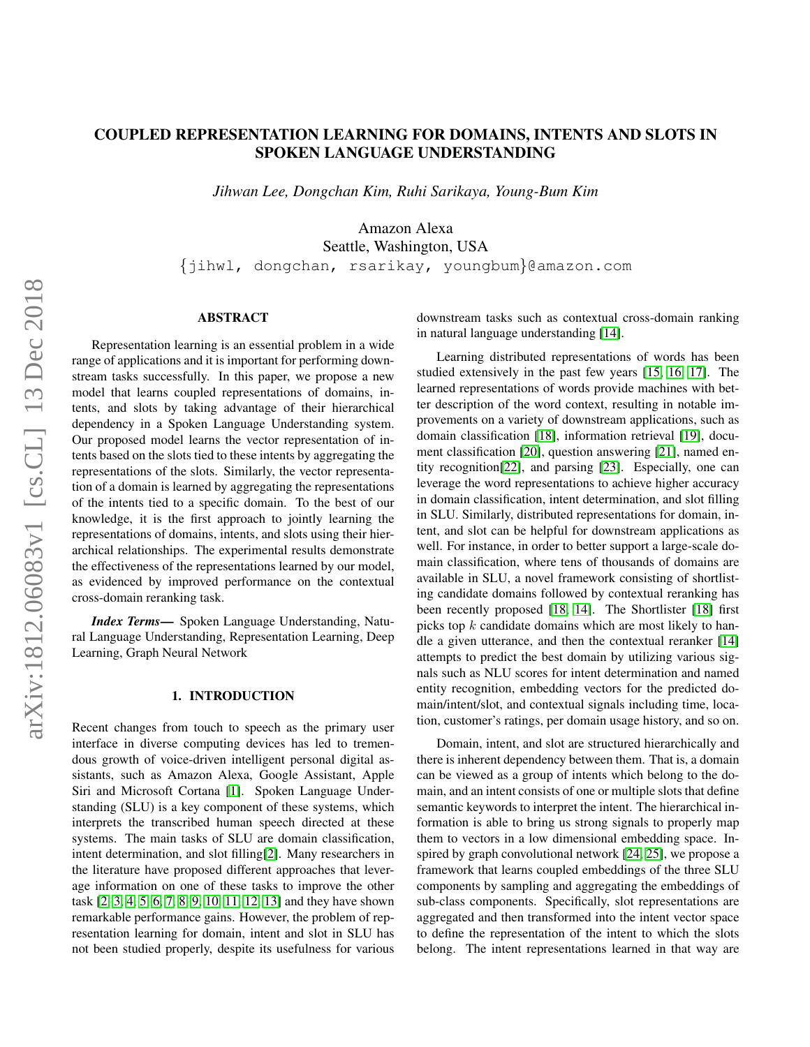# COUPLED REPRESENTATION LEARNING FOR DOMAINS, INTENTS AND SLOTS IN SPOKEN LANGUAGE UNDERSTANDING

*Jihwan Lee, Dongchan Kim, Ruhi Sarikaya, Young-Bum Kim*

Amazon Alexa
Seattle, Washington, USA
{jihwl, dongchan, rsarikay, youngbum}@amazon.com

## ABSTRACT

Representation learning is an essential problem in a wide range of applications and it is important for performing downstream tasks successfully. In this paper, we propose a new model that learns coupled representations of domains, intents, and slots by taking advantage of their hierarchical dependency in a Spoken Language Understanding system. Our proposed model learns the vector representation of intents based on the slots tied to these intents by aggregating the representations of the slots. Similarly, the vector representation of a domain is learned by aggregating the representations of the intents tied to a specific domain. To the best of our knowledge, it is the first approach to jointly learning the representations of domains, intents, and slots using their hierarchical relationships. The experimental results demonstrate the effectiveness of the representations learned by our model, as evidenced by improved performance on the contextual cross-domain reranking task.

***Index Terms*—** Spoken Language Understanding, Natural Language Understanding, Representation Learning, Deep Learning, Graph Neural Network

## 1. INTRODUCTION

Recent changes from touch to speech as the primary user interface in diverse computing devices has led to tremendous growth of voice-driven intelligent personal digital assistants, such as Amazon Alexa, Google Assistant, Apple Siri and Microsoft Cortana [1]. Spoken Language Understanding (SLU) is a key component of these systems, which interprets the transcribed human speech directed at these systems. The main tasks of SLU are domain classification, intent determination, and slot filling[2]. Many researchers in the literature have proposed different approaches that leverage information on one of these tasks to improve the other task [2, 3, 4, 5, 6, 7, 8, 9, 10, 11, 12, 13] and they have shown remarkable performance gains. However, the problem of representation learning for domain, intent and slot in SLU has not been studied properly, despite its usefulness for various downstream tasks such as contextual cross-domain ranking in natural language understanding [14].

Learning distributed representations of words has been studied extensively in the past few years [15, 16, 17]. The learned representations of words provide machines with better description of the word context, resulting in notable improvements on a variety of downstream applications, such as domain classification [18], information retrieval [19], document classification [20], question answering [21], named entity recognition[22], and parsing [23]. Especially, one can leverage the word representations to achieve higher accuracy in domain classification, intent determination, and slot filling in SLU. Similarly, distributed representations for domain, intent, and slot can be helpful for downstream applications as well. For instance, in order to better support a large-scale domain classification, where tens of thousands of domains are available in SLU, a novel framework consisting of shortlisting candidate domains followed by contextual reranking has been recently proposed [18, 14]. The Shortlister [18] first picks top $k$ candidate domains which are most likely to handle a given utterance, and then the contextual reranker [14] attempts to predict the best domain by utilizing various signals such as NLU scores for intent determination and named entity recognition, embedding vectors for the predicted domain/intent/slot, and contextual signals including time, location, customer's ratings, per domain usage history, and so on.

Domain, intent, and slot are structured hierarchically and there is inherent dependency between them. That is, a domain can be viewed as a group of intents which belong to the domain, and an intent consists of one or multiple slots that define semantic keywords to interpret the intent. The hierarchical information is able to bring us strong signals to properly map them to vectors in a low dimensional embedding space. Inspired by graph convolutional network [24, 25], we propose a framework that learns coupled embeddings of the three SLU components by sampling and aggregating the embeddings of sub-class components. Specifically, slot representations are aggregated and then transformed into the intent vector space to define the representation of the intent to which the slots belong. The intent representations learned in that way are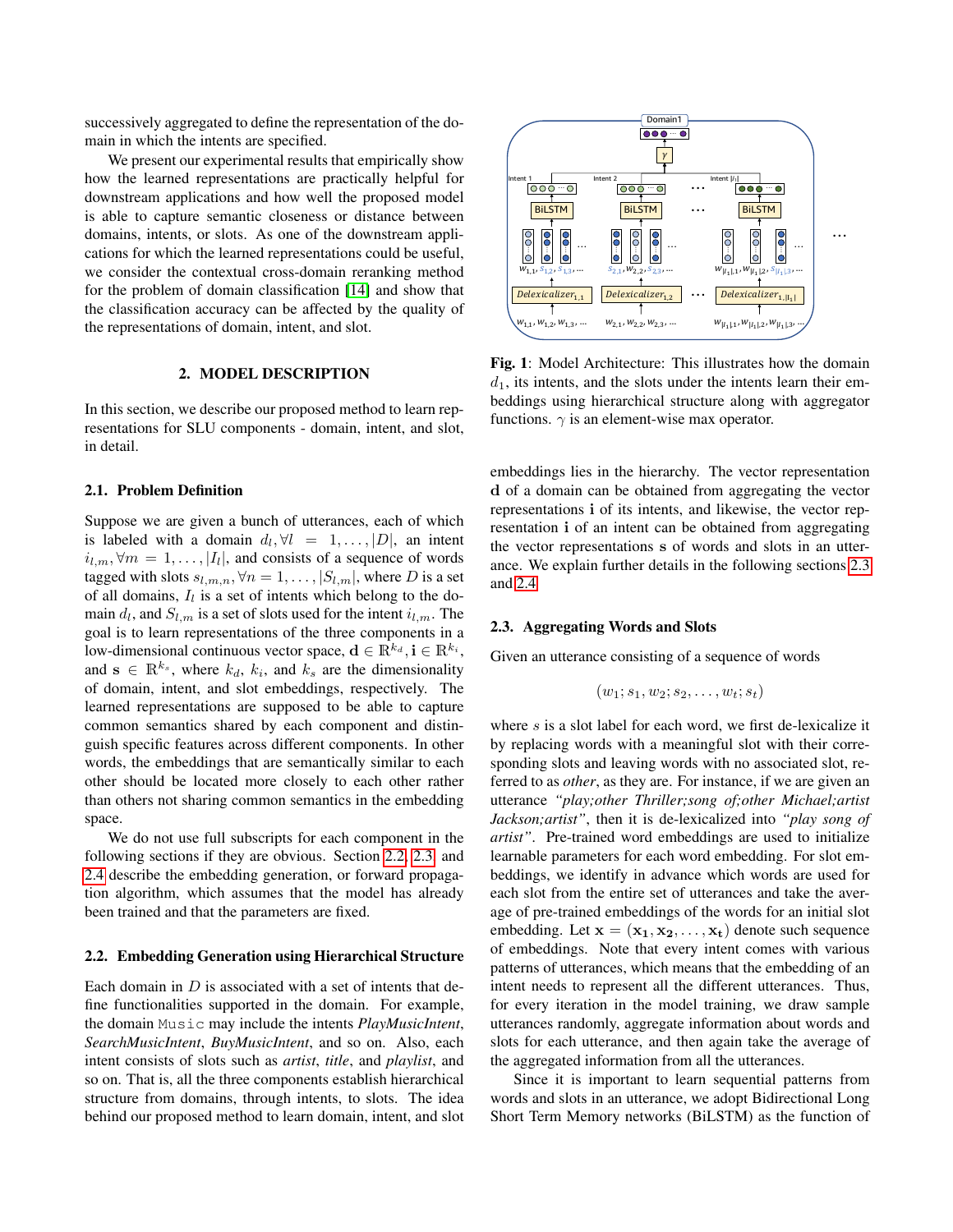successively aggregated to define the representation of the domain in which the intents are specified.

We present our experimental results that empirically show how the learned representations are practically helpful for downstream applications and how well the proposed model is able to capture semantic closeness or distance between domains, intents, or slots. As one of the downstream applications for which the learned representations could be useful, we consider the contextual cross-domain reranking method for the problem of domain classification [14] and show that the classification accuracy can be affected by the quality of the representations of domain, intent, and slot.

## 2. MODEL DESCRIPTION

In this section, we describe our proposed method to learn representations for SLU components - domain, intent, and slot, in detail.

### 2.1. Problem Definition

Suppose we are given a bunch of utterances, each of which is labeled with a domain $d_l, \forall l = 1, \ldots, |D|$, an intent $i_{l,m}, \forall m = 1, \ldots, |I_l|$, and consists of a sequence of words tagged with slots $s_{l,m,n}, \forall n = 1, \ldots, |S_{l,m}|$, where $D$ is a set of all domains, $I_l$ is a set of intents which belong to the domain $d_l$, and $S_{l,m}$ is a set of slots used for the intent $i_{l,m}$. The goal is to learn representations of the three components in a low-dimensional continuous vector space, $\mathbf{d} \in \mathbb{R}^{k_d}, \mathbf{i} \in \mathbb{R}^{k_i}$, and $\mathbf{s} \in \mathbb{R}^{k_s}$, where $k_d$, $k_i$, and $k_s$ are the dimensionality of domain, intent, and slot embeddings, respectively. The learned representations are supposed to be able to capture common semantics shared by each component and distinguish specific features across different components. In other words, the embeddings that are semantically similar to each other should be located more closely to each other rather than others not sharing common semantics in the embedding space.

We do not use full subscripts for each component in the following sections if they are obvious. Section 2.2, 2.3, and 2.4 describe the embedding generation, or forward propagation algorithm, which assumes that the model has already been trained and that the parameters are fixed.

### 2.2. Embedding Generation using Hierarchical Structure

Each domain in $D$ is associated with a set of intents that define functionalities supported in the domain. For example, the domain `Music` may include the intents *PlayMusicIntent*, *SearchMusicIntent*, *BuyMusicIntent*, and so on. Also, each intent consists of slots such as *artist*, *title*, and *playlist*, and so on. That is, all the three components establish hierarchical structure from domains, through intents, to slots. The idea behind our proposed method to learn domain, intent, and slot embeddings lies in the hierarchy. The vector representation $\mathbf{d}$ of a domain can be obtained from aggregating the vector representations $\mathbf{i}$ of its intents, and likewise, the vector representation $\mathbf{i}$ of an intent can be obtained from aggregating the vector representations $\mathbf{s}$ of words and slots in an utterance. We explain further details in the following sections 2.3 and 2.4.

**Fig. 1**: Model Architecture: This illustrates how the domain $d_1$, its intents, and the slots under the intents learn their embeddings using hierarchical structure along with aggregator functions. $\gamma$ is an element-wise max operator.

### 2.3. Aggregating Words and Slots

Given an utterance consisting of a sequence of words

$$(w_1; s_1, w_2; s_2, \ldots, w_t; s_t)$$

where $s$ is a slot label for each word, we first de-lexicalize it by replacing words with a meaningful slot with their corresponding slots and leaving words with no associated slot, referred to as *other*, as they are. For instance, if we are given an utterance *"play;other Thriller;song of;other Michael;artist Jackson;artist"*, then it is de-lexicalized into *"play song of artist"*. Pre-trained word embeddings are used to initialize learnable parameters for each word embedding. For slot embeddings, we identify in advance which words are used for each slot from the entire set of utterances and take the average of pre-trained embeddings of the words for an initial slot embedding. Let $\mathbf{x} = (\mathbf{x_1}, \mathbf{x_2}, \ldots, \mathbf{x_t})$ denote such sequence of embeddings. Note that every intent comes with various patterns of utterances, which means that the embedding of an intent needs to represent all the different utterances. Thus, for every iteration in the model training, we draw sample utterances randomly, aggregate information about words and slots for each utterance, and then again take the average of the aggregated information from all the utterances.

Since it is important to learn sequential patterns from words and slots in an utterance, we adopt Bidirectional Long Short Term Memory networks (BiLSTM) as the function of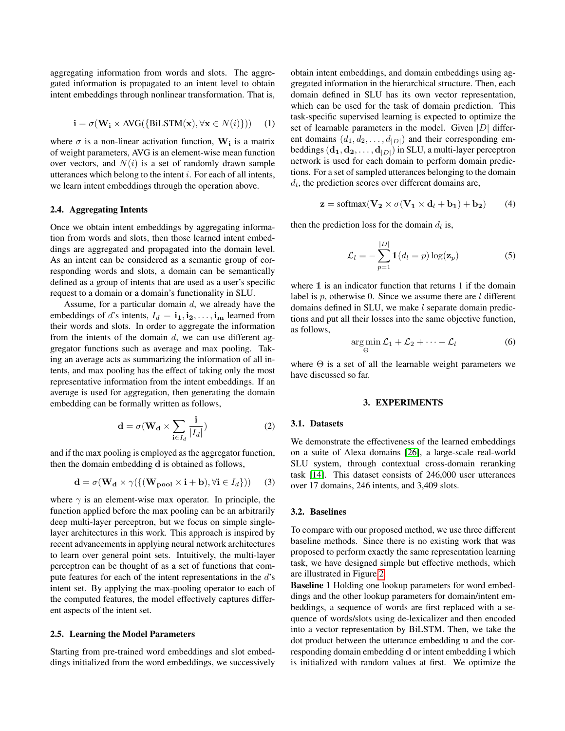aggregating information from words and slots. The aggregated information is propagated to an intent level to obtain intent embeddings through nonlinear transformation. That is,

$$\mathbf{i} = \sigma(\mathbf{W_i} \times \text{AVG}(\{\text{BiLSTM}(\mathbf{x}), \forall \mathbf{x} \in N(i)\})) \quad (1)$$

where $\sigma$ is a non-linear activation function, $\mathbf{W_i}$ is a matrix of weight parameters, AVG is an element-wise mean function over vectors, and $N(i)$ is a set of randomly drawn sample utterances which belong to the intent $i$. For each of all intents, we learn intent embeddings through the operation above.

### 2.4. Aggregating Intents

Once we obtain intent embeddings by aggregating information from words and slots, then those learned intent embeddings are aggregated and propagated into the domain level. As an intent can be considered as a semantic group of corresponding words and slots, a domain can be semantically defined as a group of intents that are used as a user's specific request to a domain or a domain's functionality in SLU.

Assume, for a particular domain $d$, we already have the embeddings of $d$'s intents, $I_d = \mathbf{i_1}, \mathbf{i_2}, \ldots, \mathbf{i_m}$ learned from their words and slots. In order to aggregate the information from the intents of the domain $d$, we can use different aggregator functions such as average and max pooling. Taking an average acts as summarizing the information of all intents, and max pooling has the effect of taking only the most representative information from the intent embeddings. If an average is used for aggregation, then generating the domain embedding can be formally written as follows,

$$\mathbf{d} = \sigma(\mathbf{W_d} \times \sum_{\mathbf{i} \in I_d} \frac{\mathbf{i}}{|I_d|}) \quad (2)$$

and if the max pooling is employed as the aggregator function, then the domain embedding $\mathbf{d}$ is obtained as follows,

$$\mathbf{d} = \sigma(\mathbf{W_d} \times \gamma(\{(\mathbf{W_{pool}} \times \mathbf{i} + \mathbf{b}), \forall \mathbf{i} \in I_d\})) \quad (3)$$

where $\gamma$ is an element-wise max operator. In principle, the function applied before the max pooling can be an arbitrarily deep multi-layer perceptron, but we focus on simple single-layer architectures in this work. This approach is inspired by recent advancements in applying neural network architectures to learn over general point sets. Intuitively, the multi-layer perceptron can be thought of as a set of functions that compute features for each of the intent representations in the $d$'s intent set. By applying the max-pooling operator to each of the computed features, the model effectively captures different aspects of the intent set.

### 2.5. Learning the Model Parameters

Starting from pre-trained word embeddings and slot embeddings initialized from the word embeddings, we successively obtain intent embeddings, and domain embeddings using aggregated information in the hierarchical structure. Then, each domain defined in SLU has its own vector representation, which can be used for the task of domain prediction. This task-specific supervised learning is expected to optimize the set of learnable parameters in the model. Given $|D|$ different domains $(d_1, d_2, \ldots, d_{|D|})$ and their corresponding embeddings $(\mathbf{d_1}, \mathbf{d_2}, \ldots, \mathbf{d}_{|D|})$ in SLU, a multi-layer perceptron network is used for each domain to perform domain predictions. For a set of sampled utterances belonging to the domain $d_l$, the prediction scores over different domains are,

$$\mathbf{z} = \text{softmax}(\mathbf{V_2} \times \sigma(\mathbf{V_1} \times \mathbf{d}_l + \mathbf{b_1}) + \mathbf{b_2}) \quad (4)$$

then the prediction loss for the domain $d_l$ is,

$$\mathcal{L}_l = -\sum_{p=1}^{|D|} \mathbb{1}(d_l = p) \log(\mathbf{z}_p) \quad (5)$$

where $\mathbb{1}$ is an indicator function that returns 1 if the domain label is $p$, otherwise 0. Since we assume there are $l$ different domains defined in SLU, we make $l$ separate domain predictions and put all their losses into the same objective function, as follows,

$$\arg\min_{\Theta} \mathcal{L}_1 + \mathcal{L}_2 + \cdots + \mathcal{L}_l \quad (6)$$

where $\Theta$ is a set of all the learnable weight parameters we have discussed so far.

## 3. EXPERIMENTS

### 3.1. Datasets

We demonstrate the effectiveness of the learned embeddings on a suite of Alexa domains [26], a large-scale real-world SLU system, through contextual cross-domain reranking task [14]. This dataset consists of 246,000 user utterances over 17 domains, 246 intents, and 3,409 slots.

### 3.2. Baselines

To compare with our proposed method, we use three different baseline methods. Since there is no existing work that was proposed to perform exactly the same representation learning task, we have designed simple but effective methods, which are illustrated in Figure 2.

**Baseline 1** Holding one lookup parameters for word embeddings and the other lookup parameters for domain/intent embeddings, a sequence of words are first replaced with a sequence of words/slots using de-lexicalizer and then encoded into a vector representation by BiLSTM. Then, we take the dot product between the utterance embedding $\mathbf{u}$ and the corresponding domain embedding $\mathbf{d}$ or intent embedding $\mathbf{i}$ which is initialized with random values at first. We optimize the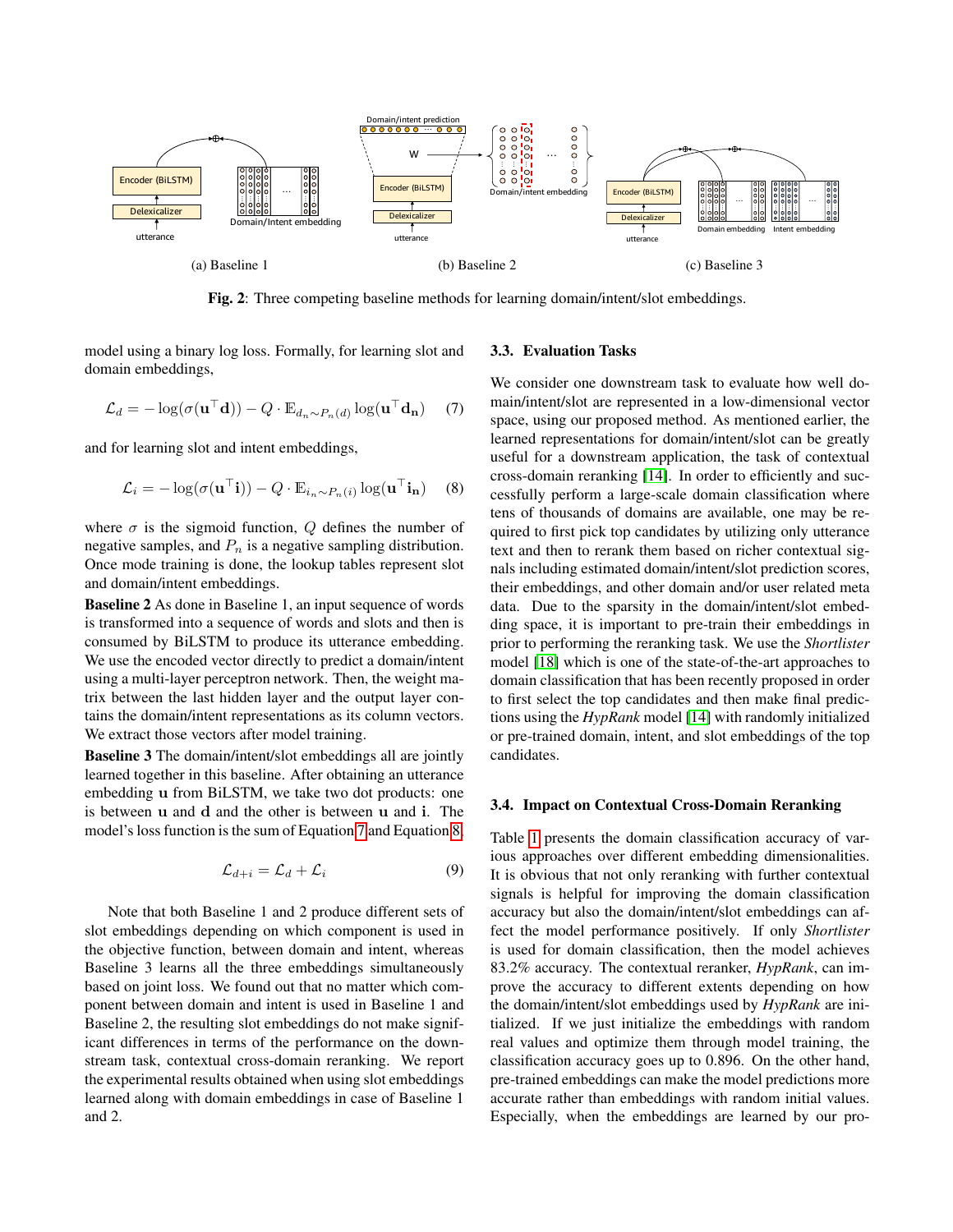(a) Baseline 1

(b) Baseline 2

(c) Baseline 3

**Fig. 2**: Three competing baseline methods for learning domain/intent/slot embeddings.

model using a binary log loss. Formally, for learning slot and domain embeddings,

$$\mathcal{L}_d = -\log(\sigma(\mathbf{u}^\top \mathbf{d})) - Q \cdot \mathbb{E}_{d_n \sim P_n(d)} \log(\mathbf{u}^\top \mathbf{d_n}) \quad (7)$$

and for learning slot and intent embeddings,

$$\mathcal{L}_i = -\log(\sigma(\mathbf{u}^\top \mathbf{i})) - Q \cdot \mathbb{E}_{i_n \sim P_n(i)} \log(\mathbf{u}^\top \mathbf{i_n}) \quad (8)$$

where $\sigma$ is the sigmoid function, $Q$ defines the number of negative samples, and $P_n$ is a negative sampling distribution. Once mode training is done, the lookup tables represent slot and domain/intent embeddings.

**Baseline 2** As done in Baseline 1, an input sequence of words is transformed into a sequence of words and slots and then is consumed by BiLSTM to produce its utterance embedding. We use the encoded vector directly to predict a domain/intent using a multi-layer perceptron network. Then, the weight matrix between the last hidden layer and the output layer contains the domain/intent representations as its column vectors. We extract those vectors after model training.

**Baseline 3** The domain/intent/slot embeddings all are jointly learned together in this baseline. After obtaining an utterance embedding $\mathbf{u}$ from BiLSTM, we take two dot products: one is between $\mathbf{u}$ and $\mathbf{d}$ and the other is between $\mathbf{u}$ and $\mathbf{i}$. The model's loss function is the sum of Equation 7 and Equation 8.

$$\mathcal{L}_{d+i} = \mathcal{L}_d + \mathcal{L}_i \quad (9)$$

Note that both Baseline 1 and 2 produce different sets of slot embeddings depending on which component is used in the objective function, between domain and intent, whereas Baseline 3 learns all the three embeddings simultaneously based on joint loss. We found out that no matter which component between domain and intent is used in Baseline 1 and Baseline 2, the resulting slot embeddings do not make significant differences in terms of the performance on the downstream task, contextual cross-domain reranking. We report the experimental results obtained when using slot embeddings learned along with domain embeddings in case of Baseline 1 and 2.

### 3.3. Evaluation Tasks

We consider one downstream task to evaluate how well domain/intent/slot are represented in a low-dimensional vector space, using our proposed method. As mentioned earlier, the learned representations for domain/intent/slot can be greatly useful for a downstream application, the task of contextual cross-domain reranking [14]. In order to efficiently and successfully perform a large-scale domain classification where tens of thousands of domains are available, one may be required to first pick top candidates by utilizing only utterance text and then to rerank them based on richer contextual signals including estimated domain/intent/slot prediction scores, their embeddings, and other domain and/or user related meta data. Due to the sparsity in the domain/intent/slot embedding space, it is important to pre-train their embeddings in prior to performing the reranking task. We use the *Shortlister* model [18] which is one of the state-of-the-art approaches to domain classification that has been recently proposed in order to first select the top candidates and then make final predictions using the *HypRank* model [14] with randomly initialized or pre-trained domain, intent, and slot embeddings of the top candidates.

### 3.4. Impact on Contextual Cross-Domain Reranking

Table 1 presents the domain classification accuracy of various approaches over different embedding dimensionalities. It is obvious that not only reranking with further contextual signals is helpful for improving the domain classification accuracy but also the domain/intent/slot embeddings can affect the model performance positively. If only *Shortlister* is used for domain classification, then the model achieves 83.2% accuracy. The contextual reranker, *HypRank*, can improve the accuracy to different extents depending on how the domain/intent/slot embeddings used by *HypRank* are initialized. If we just initialize the embeddings with random real values and optimize them through model training, the classification accuracy goes up to 0.896. On the other hand, pre-trained embeddings can make the model predictions more accurate rather than embeddings with random initial values. Especially, when the embeddings are learned by our pro-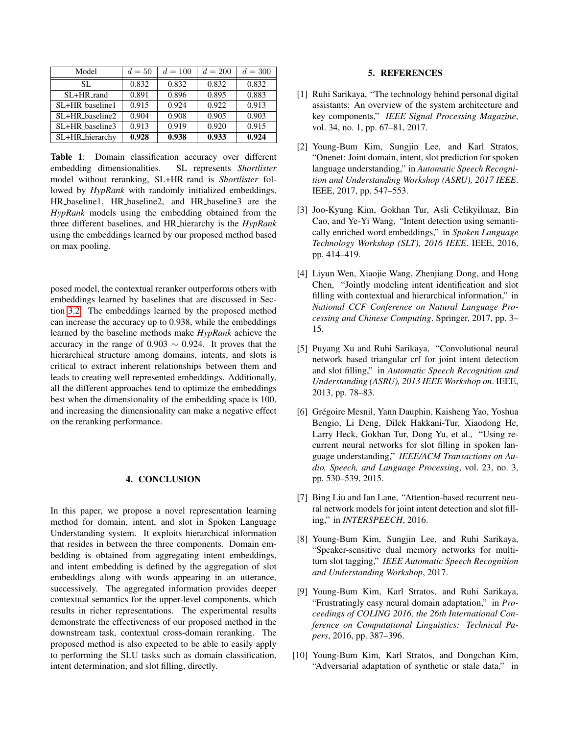| Model | $d = 50$ | $d = 100$ | $d = 200$ | $d = 300$ |
|---|---|---|---|---|
| SL | 0.832 | 0.832 | 0.832 | 0.832 |
| SL+HR_rand | 0.891 | 0.896 | 0.895 | 0.883 |
| SL+HR_baseline1 | 0.915 | 0.924 | 0.922 | 0.913 |
| SL+HR_baseline2 | 0.904 | 0.908 | 0.905 | 0.903 |
| SL+HR_baseline3 | 0.913 | 0.919 | 0.920 | 0.915 |
| SL+HR_hierarchy | **0.928** | **0.938** | **0.933** | **0.924** |

**Table 1**: Domain classification accuracy over different embedding dimensionalities. SL represents *Shortlister* model without reranking, SL+HR_rand is *Shortlister* followed by *HypRank* with randomly initialized embeddings, HR_baseline1, HR_baseline2, and HR_baseline3 are the *HypRank* models using the embedding obtained from the three different baselines, and HR_hierarchy is the *HypRank* using the embeddings learned by our proposed method based on max pooling.

posed model, the contextual reranker outperforms others with embeddings learned by baselines that are discussed in Section 3.2. The embeddings learned by the proposed method can increase the accuracy up to 0.938, while the embeddings learned by the baseline methods make *HypRank* achieve the accuracy in the range of $0.903 \sim 0.924$. It proves that the hierarchical structure among domains, intents, and slots is critical to extract inherent relationships between them and leads to creating well represented embeddings. Additionally, all the different approaches tend to optimize the embeddings best when the dimensionality of the embedding space is 100, and increasing the dimensionality can make a negative effect on the reranking performance.

## 4. CONCLUSION

In this paper, we propose a novel representation learning method for domain, intent, and slot in Spoken Language Understanding system. It exploits hierarchical information that resides in between the three components. Domain embedding is obtained from aggregating intent embeddings, and intent embedding is defined by the aggregation of slot embeddings along with words appearing in an utterance, successively. The aggregated information provides deeper contextual semantics for the upper-level components, which results in richer representations. The experimental results demonstrate the effectiveness of our proposed method in the downstream task, contextual cross-domain reranking. The proposed method is also expected to be able to easily apply to performing the SLU tasks such as domain classification, intent determination, and slot filling, directly.

## 5. REFERENCES

[1] Ruhi Sarikaya, "The technology behind personal digital assistants: An overview of the system architecture and key components," *IEEE Signal Processing Magazine*, vol. 34, no. 1, pp. 67–81, 2017.

[2] Young-Bum Kim, Sungjin Lee, and Karl Stratos, "Onenet: Joint domain, intent, slot prediction for spoken language understanding," in *Automatic Speech Recognition and Understanding Workshop (ASRU), 2017 IEEE*. IEEE, 2017, pp. 547–553.

[3] Joo-Kyung Kim, Gokhan Tur, Asli Celikyilmaz, Bin Cao, and Ye-Yi Wang, "Intent detection using semantically enriched word embeddings," in *Spoken Language Technology Workshop (SLT), 2016 IEEE*. IEEE, 2016, pp. 414–419.

[4] Liyun Wen, Xiaojie Wang, Zhenjiang Dong, and Hong Chen, "Jointly modeling intent identification and slot filling with contextual and hierarchical information," in *National CCF Conference on Natural Language Processing and Chinese Computing*. Springer, 2017, pp. 3–15.

[5] Puyang Xu and Ruhi Sarikaya, "Convolutional neural network based triangular crf for joint intent detection and slot filling," in *Automatic Speech Recognition and Understanding (ASRU), 2013 IEEE Workshop on*. IEEE, 2013, pp. 78–83.

[6] Grégoire Mesnil, Yann Dauphin, Kaisheng Yao, Yoshua Bengio, Li Deng, Dilek Hakkani-Tur, Xiaodong He, Larry Heck, Gokhan Tur, Dong Yu, et al., "Using recurrent neural networks for slot filling in spoken language understanding," *IEEE/ACM Transactions on Audio, Speech, and Language Processing*, vol. 23, no. 3, pp. 530–539, 2015.

[7] Bing Liu and Ian Lane, "Attention-based recurrent neural network models for joint intent detection and slot filling," in *INTERSPEECH*, 2016.

[8] Young-Bum Kim, Sungjin Lee, and Ruhi Sarikaya, "Speaker-sensitive dual memory networks for multi-turn slot tagging," *IEEE Automatic Speech Recognition and Understanding Workshop*, 2017.

[9] Young-Bum Kim, Karl Stratos, and Ruhi Sarikaya, "Frustratingly easy neural domain adaptation," in *Proceedings of COLING 2016, the 26th International Conference on Computational Linguistics: Technical Papers*, 2016, pp. 387–396.

[10] Young-Bum Kim, Karl Stratos, and Dongchan Kim, "Adversarial adaptation of synthetic or stale data," in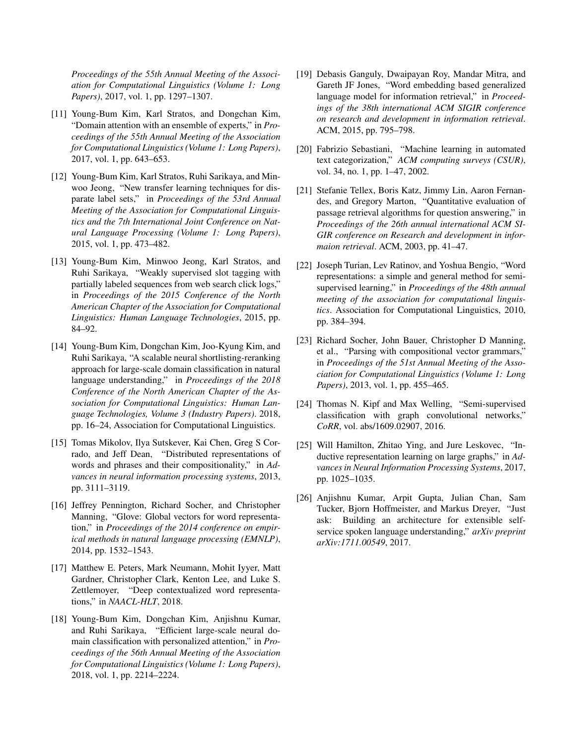*Proceedings of the 55th Annual Meeting of the Association for Computational Linguistics (Volume 1: Long Papers)*, 2017, vol. 1, pp. 1297–1307.

[11] Young-Bum Kim, Karl Stratos, and Dongchan Kim, "Domain attention with an ensemble of experts," in *Proceedings of the 55th Annual Meeting of the Association for Computational Linguistics (Volume 1: Long Papers)*, 2017, vol. 1, pp. 643–653.

[12] Young-Bum Kim, Karl Stratos, Ruhi Sarikaya, and Minwoo Jeong, "New transfer learning techniques for disparate label sets," in *Proceedings of the 53rd Annual Meeting of the Association for Computational Linguistics and the 7th International Joint Conference on Natural Language Processing (Volume 1: Long Papers)*, 2015, vol. 1, pp. 473–482.

[13] Young-Bum Kim, Minwoo Jeong, Karl Stratos, and Ruhi Sarikaya, "Weakly supervised slot tagging with partially labeled sequences from web search click logs," in *Proceedings of the 2015 Conference of the North American Chapter of the Association for Computational Linguistics: Human Language Technologies*, 2015, pp. 84–92.

[14] Young-Bum Kim, Dongchan Kim, Joo-Kyung Kim, and Ruhi Sarikaya, "A scalable neural shortlisting-reranking approach for large-scale domain classification in natural language understanding," in *Proceedings of the 2018 Conference of the North American Chapter of the Association for Computational Linguistics: Human Language Technologies, Volume 3 (Industry Papers)*. 2018, pp. 16–24, Association for Computational Linguistics.

[15] Tomas Mikolov, Ilya Sutskever, Kai Chen, Greg S Corrado, and Jeff Dean, "Distributed representations of words and phrases and their compositionality," in *Advances in neural information processing systems*, 2013, pp. 3111–3119.

[16] Jeffrey Pennington, Richard Socher, and Christopher Manning, "Glove: Global vectors for word representation," in *Proceedings of the 2014 conference on empirical methods in natural language processing (EMNLP)*, 2014, pp. 1532–1543.

[17] Matthew E. Peters, Mark Neumann, Mohit Iyyer, Matt Gardner, Christopher Clark, Kenton Lee, and Luke S. Zettlemoyer, "Deep contextualized word representations," in *NAACL-HLT*, 2018.

[18] Young-Bum Kim, Dongchan Kim, Anjishnu Kumar, and Ruhi Sarikaya, "Efficient large-scale neural domain classification with personalized attention," in *Proceedings of the 56th Annual Meeting of the Association for Computational Linguistics (Volume 1: Long Papers)*, 2018, vol. 1, pp. 2214–2224.

[19] Debasis Ganguly, Dwaipayan Roy, Mandar Mitra, and Gareth JF Jones, "Word embedding based generalized language model for information retrieval," in *Proceedings of the 38th international ACM SIGIR conference on research and development in information retrieval*. ACM, 2015, pp. 795–798.

[20] Fabrizio Sebastiani, "Machine learning in automated text categorization," *ACM computing surveys (CSUR)*, vol. 34, no. 1, pp. 1–47, 2002.

[21] Stefanie Tellex, Boris Katz, Jimmy Lin, Aaron Fernandes, and Gregory Marton, "Quantitative evaluation of passage retrieval algorithms for question answering," in *Proceedings of the 26th annual international ACM SIGIR conference on Research and development in informaion retrieval*. ACM, 2003, pp. 41–47.

[22] Joseph Turian, Lev Ratinov, and Yoshua Bengio, "Word representations: a simple and general method for semi-supervised learning," in *Proceedings of the 48th annual meeting of the association for computational linguistics*. Association for Computational Linguistics, 2010, pp. 384–394.

[23] Richard Socher, John Bauer, Christopher D Manning, et al., "Parsing with compositional vector grammars," in *Proceedings of the 51st Annual Meeting of the Association for Computational Linguistics (Volume 1: Long Papers)*, 2013, vol. 1, pp. 455–465.

[24] Thomas N. Kipf and Max Welling, "Semi-supervised classification with graph convolutional networks," *CoRR*, vol. abs/1609.02907, 2016.

[25] Will Hamilton, Zhitao Ying, and Jure Leskovec, "Inductive representation learning on large graphs," in *Advances in Neural Information Processing Systems*, 2017, pp. 1025–1035.

[26] Anjishnu Kumar, Arpit Gupta, Julian Chan, Sam Tucker, Bjorn Hoffmeister, and Markus Dreyer, "Just ask: Building an architecture for extensible self-service spoken language understanding," *arXiv preprint arXiv:1711.00549*, 2017.